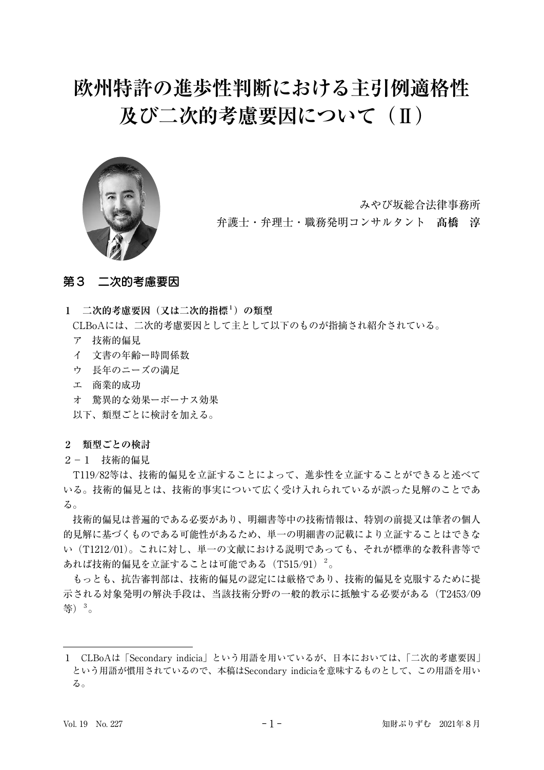# 欧州特許の進歩性判断における主引例適格性及び二次的考慮要因について（Ⅱ）

みやび坂総合法律事務所
弁護士・弁理士・職務発明コンサルタント　髙橋　淳

## 第３　二次的考慮要因

### １　二次的考慮要因（又は二次的指標[1]）の類型

CLBoAには、二次的考慮要因として主として以下のものが指摘され紹介されている。

ア　技術的偏見
イ　文書の年齢ー時間係数
ウ　長年のニーズの満足
エ　商業的成功
オ　驚異的な効果ーボーナス効果

以下、類型ごとに検討を加える。

### ２　類型ごとの検討

#### ２－１　技術的偏見

T119/82等は、技術的偏見を立証することによって、進歩性を立証することができると述べている。技術的偏見とは、技術的事実について広く受け入れられているが誤った見解のことである。

技術的偏見は普遍的である必要があり、明細書等中の技術情報は、特別の前提又は筆者の個人的見解に基づくものである可能性があるため、単一の明細書の記載により立証することはできない（T1212/01）。これに対し、単一の文献における説明であっても、それが標準的な教科書等であれば技術的偏見を立証することは可能である（T515/91）[2]。

もっとも、抗告審判部は、技術的偏見の認定には厳格であり、技術的偏見を克服するために提示される対象発明の解決手段は、当該技術分野の一般的教示に抵触する必要がある（T2453/09等）[3]。

---

1　CLBoAは「Secondary indicia」という用語を用いているが、日本においては、「二次的考慮要因」という用語が慣用されているので、本稿はSecondary indiciaを意味するものとして、この用語を用いる。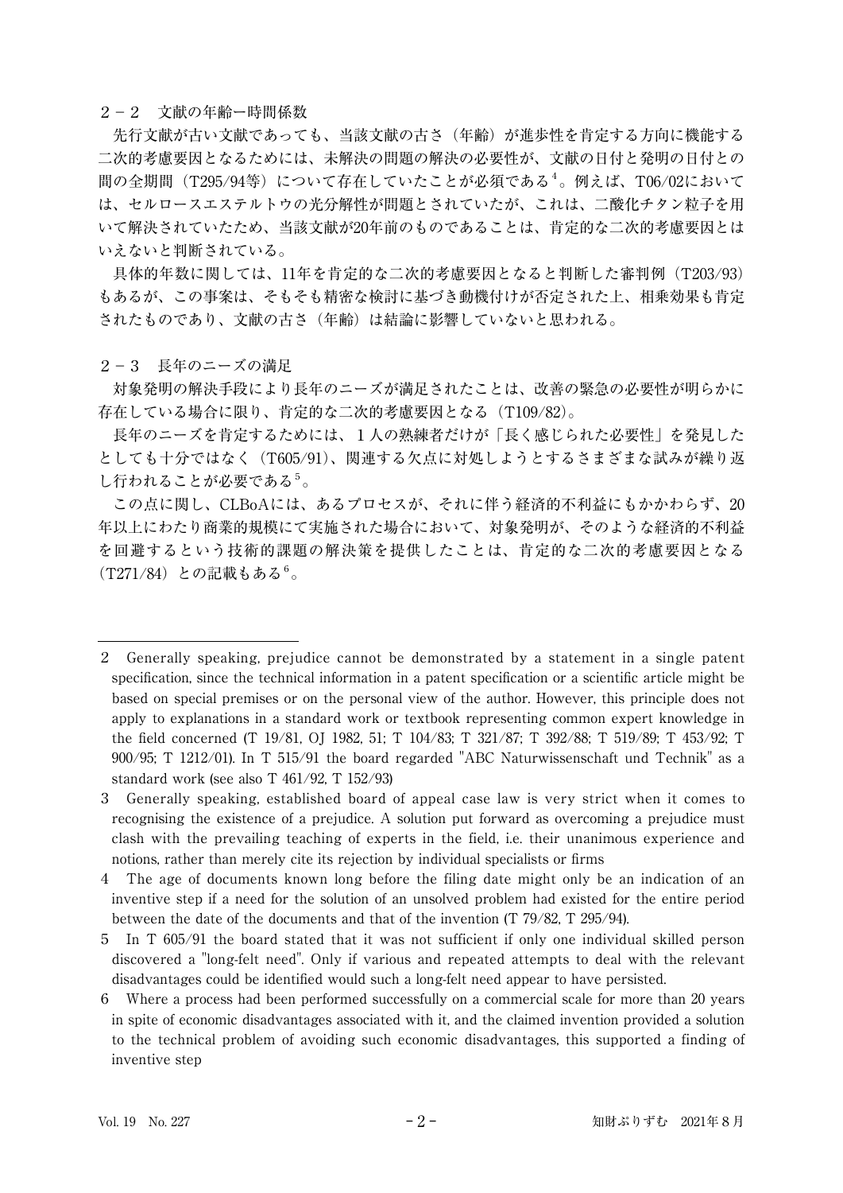### ２－２　文献の年齢ー時間係数

先行文献が古い文献であっても、当該文献の古さ（年齢）が進歩性を肯定する方向に機能する二次的考慮要因となるためには、未解決の問題の解決の必要性が、文献の日付と発明の日付との間の全期間（T295/94等）について存在していたことが必須である[4]。例えば、T06/02においては、セルロースエステルトウの光分解性が問題とされていたが、これは、二酸化チタン粒子を用いて解決されていたため、当該文献が20年前のものであることは、肯定的な二次的考慮要因とはいえないと判断されている。

具体的年数に関しては、11年を肯定的な二次的考慮要因となると判断した審判例（T203/93）もあるが、この事案は、そもそも精密な検討に基づき動機付けが否定された上、相乗効果も肯定されたものであり、文献の古さ（年齢）は結論に影響していないと思われる。

### ２－３　長年のニーズの満足

対象発明の解決手段により長年のニーズが満足されたことは、改善の緊急の必要性が明らかに存在している場合に限り、肯定的な二次的考慮要因となる（T109/82）。

長年のニーズを肯定するためには、１人の熟練者だけが「長く感じられた必要性」を発見したとしても十分ではなく（T605/91）、関連する欠点に対処しようとするさまざまな試みが繰り返し行われることが必要である[5]。

この点に関し、CLBoAには、あるプロセスが、それに伴う経済的不利益にもかかわらず、20年以上にわたり商業的規模にて実施された場合において、対象発明が、そのような経済的不利益を回避するという技術的課題の解決策を提供したことは、肯定的な二次的考慮要因となる（T271/84）との記載もある[6]。

---

2　Generally speaking, prejudice cannot be demonstrated by a statement in a single patent specification, since the technical information in a patent specification or a scientific article might be based on special premises or on the personal view of the author. However, this principle does not apply to explanations in a standard work or textbook representing common expert knowledge in the field concerned (T 19/81, OJ 1982, 51; T 104/83; T 321/87; T 392/88; T 519/89; T 453/92; T 900/95; T 1212/01). In T 515/91 the board regarded "ABC Naturwissenschaft und Technik" as a standard work (see also T 461/92, T 152/93)

3　Generally speaking, established board of appeal case law is very strict when it comes to recognising the existence of a prejudice. A solution put forward as overcoming a prejudice must clash with the prevailing teaching of experts in the field, i.e. their unanimous experience and notions, rather than merely cite its rejection by individual specialists or firms

4　The age of documents known long before the filing date might only be an indication of an inventive step if a need for the solution of an unsolved problem had existed for the entire period between the date of the documents and that of the invention (T 79/82, T 295/94).

5　In T 605/91 the board stated that it was not sufficient if only one individual skilled person discovered a "long-felt need". Only if various and repeated attempts to deal with the relevant disadvantages could be identified would such a long-felt need appear to have persisted.

6　Where a process had been performed successfully on a commercial scale for more than 20 years in spite of economic disadvantages associated with it, and the claimed invention provided a solution to the technical problem of avoiding such economic disadvantages, this supported a finding of inventive step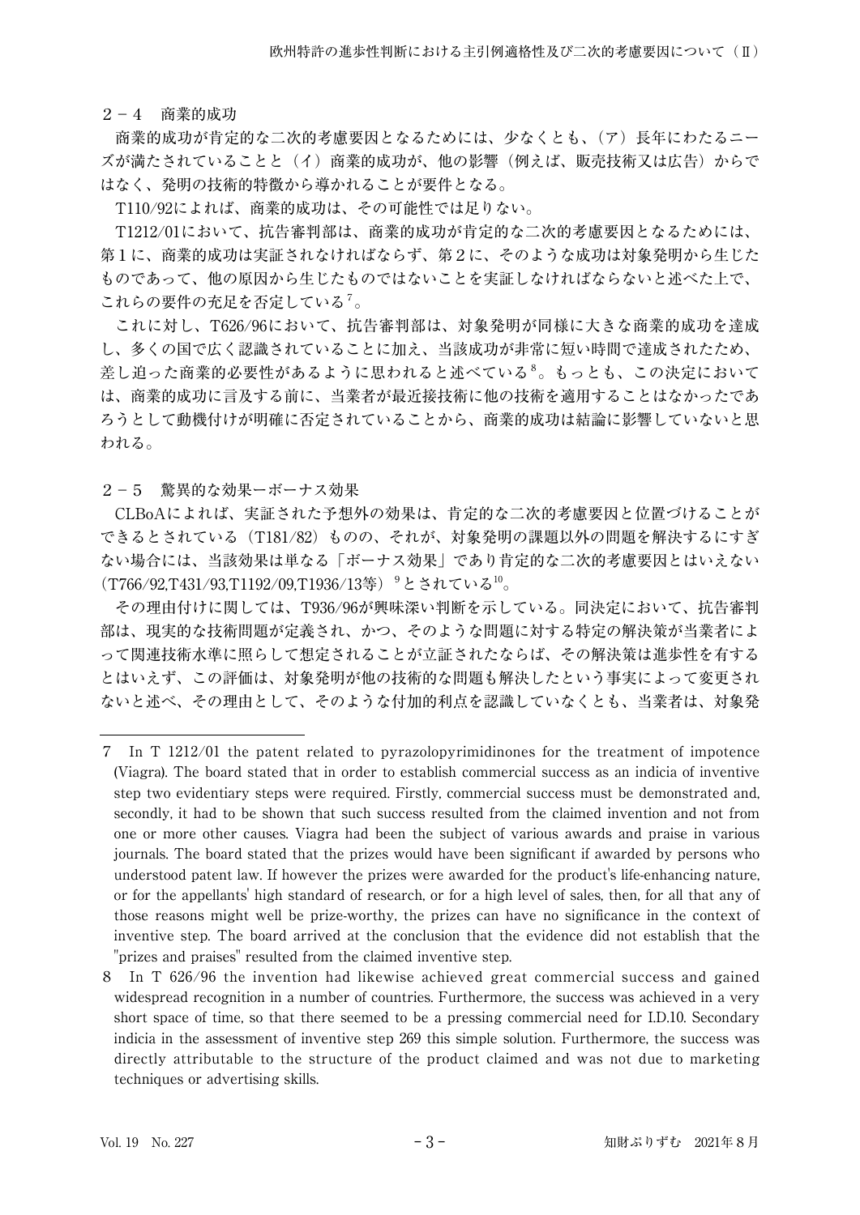### 2－4　商業的成功

商業的成功が肯定的な二次的考慮要因となるためには、少なくとも、（ア）長年にわたるニーズが満たされていることと（イ）商業的成功が、他の影響（例えば、販売技術又は広告）からではなく、発明の技術的特徴から導かれることが要件となる。

T110/92によれば、商業的成功は、その可能性では足りない。

T1212/01において、抗告審判部は、商業的成功が肯定的な二次的考慮要因となるためには、第１に、商業的成功は実証されなければならず、第２に、そのような成功は対象発明から生じたものであって、他の原因から生じたものではないことを実証しなければならないと述べた上で、これらの要件の充足を否定している[7]。

これに対し、T626/96において、抗告審判部は、対象発明が同様に大きな商業的成功を達成し、多くの国で広く認識されていることに加え、当該成功が非常に短い時間で達成されたため、差し迫った商業的必要性があるように思われると述べている[8]。もっとも、この決定においては、商業的成功に言及する前に、当業者が最近接技術に他の技術を適用することはなかったであろうとして動機付けが明確に否定されていることから、商業的成功は結論に影響していないと思われる。

### 2－5　驚異的な効果ーボーナス効果

CLBoAによれば、実証された予想外の効果は、肯定的な二次的考慮要因と位置づけることができるとされている（T181/82）ものの、それが、対象発明の課題以外の問題を解決するにすぎない場合には、当該効果は単なる「ボーナス効果」であり肯定的な二次的考慮要因とはいえない（T766/92,T431/93,T1192/09,T1936/13等）[9]とされている[10]。

その理由付けに関しては、T936/96が興味深い判断を示している。同決定において、抗告審判部は、現実的な技術問題が定義され、かつ、そのような問題に対する特定の解決策が当業者によって関連技術水準に照らして想定されることが立証されたならば、その解決策は進歩性を有するとはいえず、この評価は、対象発明が他の技術的な問題も解決したという事実によって変更されないと述べ、その理由として、そのような付加的利点を認識していなくとも、当業者は、対象発

---

7　In T 1212/01 the patent related to pyrazolopyrimidinones for the treatment of impotence (Viagra). The board stated that in order to establish commercial success as an indicia of inventive step two evidentiary steps were required. Firstly, commercial success must be demonstrated and, secondly, it had to be shown that such success resulted from the claimed invention and not from one or more other causes. Viagra had been the subject of various awards and praise in various journals. The board stated that the prizes would have been significant if awarded by persons who understood patent law. If however the prizes were awarded for the product's life-enhancing nature, or for the appellants' high standard of research, or for a high level of sales, then, for all that any of those reasons might well be prize-worthy, the prizes can have no significance in the context of inventive step. The board arrived at the conclusion that the evidence did not establish that the "prizes and praises" resulted from the claimed inventive step.

8　In T 626/96 the invention had likewise achieved great commercial success and gained widespread recognition in a number of countries. Furthermore, the success was achieved in a very short space of time, so that there seemed to be a pressing commercial need for I.D.10. Secondary indicia in the assessment of inventive step 269 this simple solution. Furthermore, the success was directly attributable to the structure of the product claimed and was not due to marketing techniques or advertising skills.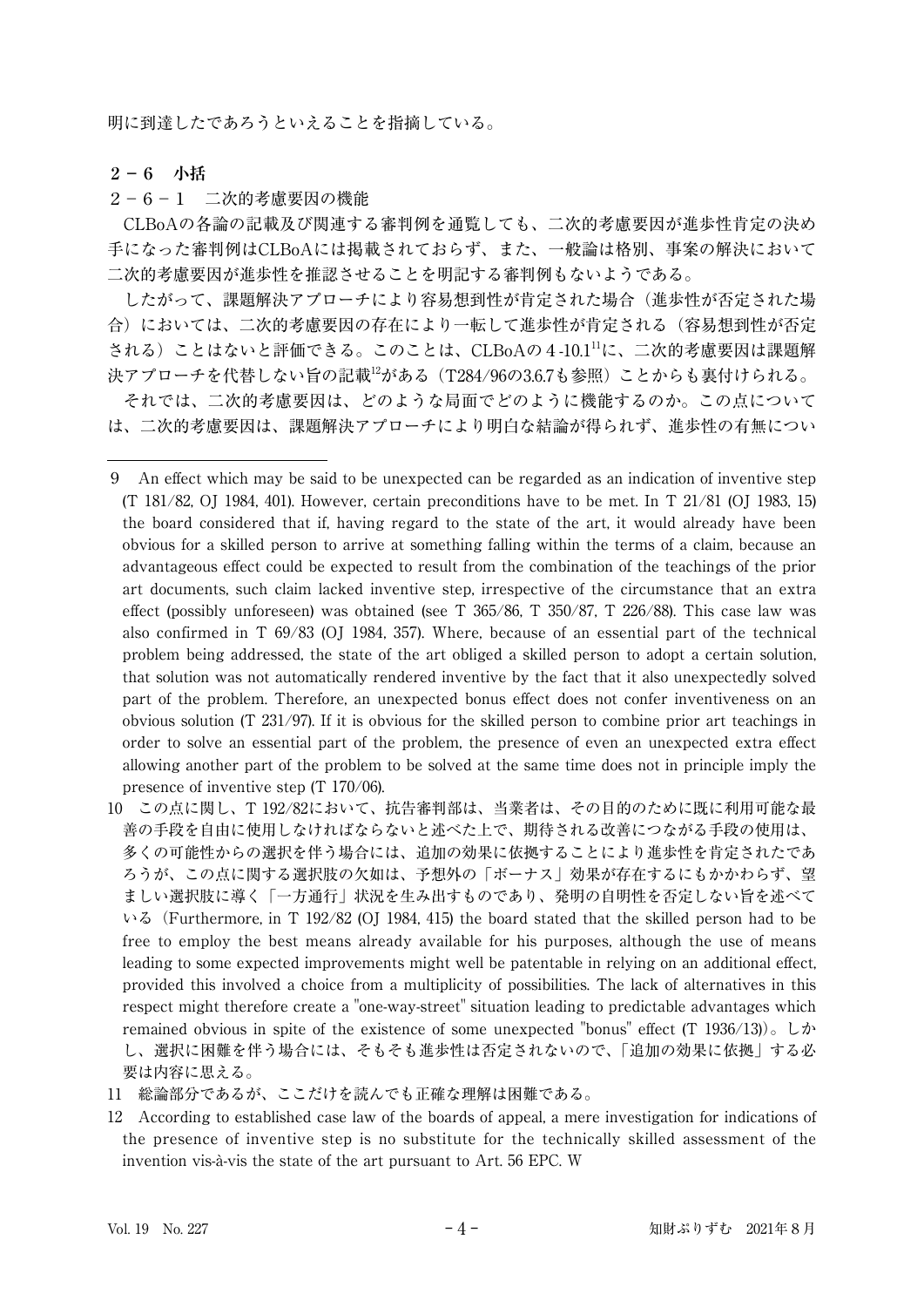明に到達したであろうといえることを指摘している。

## 2－6　小括

### 2－6－1　二次的考慮要因の機能

CLBoAの各論の記載及び関連する審判例を通覧しても、二次的考慮要因が進歩性肯定の決め手になった審判例はCLBoAには掲載されておらず、また、一般論は格別、事案の解決において二次的考慮要因が進歩性を推認させることを明記する審判例もないようである。

したがって、課題解決アプローチにより容易想到性が肯定された場合（進歩性が否定された場合）においては、二次的考慮要因の存在により一転して進歩性が肯定される（容易想到性が否定される）ことはないと評価できる。このことは、CLBoAの4-10.1[11]に、二次的考慮要因は課題解決アプローチを代替しない旨の記載[12]がある（T284/96の3.6.7も参照）ことからも裏付けられる。

それでは、二次的考慮要因は、どのような局面でどのように機能するのか。この点については、二次的考慮要因は、課題解決アプローチにより明白な結論が得られず、進歩性の有無につい

---

9　An effect which may be said to be unexpected can be regarded as an indication of inventive step (T 181/82, OJ 1984, 401). However, certain preconditions have to be met. In T 21/81 (OJ 1983, 15) the board considered that if, having regard to the state of the art, it would already have been obvious for a skilled person to arrive at something falling within the terms of a claim, because an advantageous effect could be expected to result from the combination of the teachings of the prior art documents, such claim lacked inventive step, irrespective of the circumstance that an extra effect (possibly unforeseen) was obtained (see T 365/86, T 350/87, T 226/88). This case law was also confirmed in T 69/83 (OJ 1984, 357). Where, because of an essential part of the technical problem being addressed, the state of the art obliged a skilled person to adopt a certain solution, that solution was not automatically rendered inventive by the fact that it also unexpectedly solved part of the problem. Therefore, an unexpected bonus effect does not confer inventiveness on an obvious solution (T 231/97). If it is obvious for the skilled person to combine prior art teachings in order to solve an essential part of the problem, the presence of even an unexpected extra effect allowing another part of the problem to be solved at the same time does not in principle imply the presence of inventive step (T 170/06).

10　この点に関し、T 192/82において、抗告審判部は、当業者は、その目的のために既に利用可能な最善の手段を自由に使用しなければならないと述べた上で、期待される改善につながる手段の使用は、多くの可能性からの選択を伴う場合には、追加の効果に依拠することにより進歩性を肯定されたであろうが、この点に関する選択肢の欠如は、予想外の「ボーナス」効果が存在するにもかかわらず、望ましい選択肢に導く「一方通行」状況を生み出すものであり、発明の自明性を否定しない旨を述べている（Furthermore, in T 192/82 (OJ 1984, 415) the board stated that the skilled person had to be free to employ the best means already available for his purposes, although the use of means leading to some expected improvements might well be patentable in relying on an additional effect, provided this involved a choice from a multiplicity of possibilities. The lack of alternatives in this respect might therefore create a "one-way-street" situation leading to predictable advantages which remained obvious in spite of the existence of some unexpected "bonus" effect (T 1936/13)）。しかし、選択に困難を伴う場合には、そもそも進歩性は否定されないので、「追加の効果に依拠」する必要は内容に思える。

11　総論部分であるが、ここだけを読んでも正確な理解は困難である。

12　According to established case law of the boards of appeal, a mere investigation for indications of the presence of inventive step is no substitute for the technically skilled assessment of the invention vis-à-vis the state of the art pursuant to Art. 56 EPC. W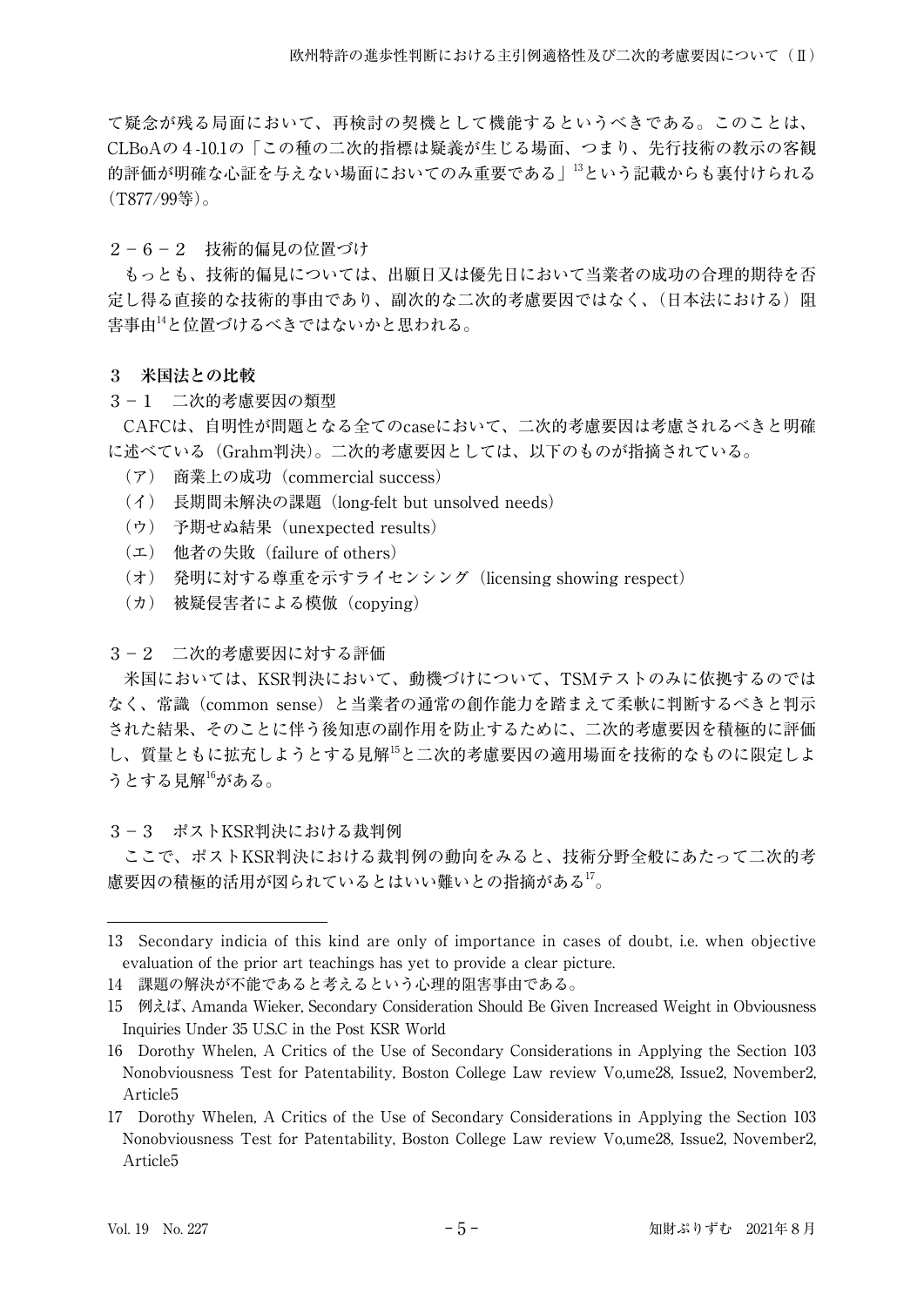て疑念が残る局面において、再検討の契機として機能するというべきである。このことは、CLBoAの４-10.1の「この種の二次的指標は疑義が生じる場面、つまり、先行技術の教示の客観的評価が明確な心証を与えない場面においてのみ重要である」[13]という記載からも裏付けられる（T877/99等）。

### ２－６－２　技術的偏見の位置づけ

もっとも、技術的偏見については、出願日又は優先日において当業者の成功の合理的期待を否定し得る直接的な技術的事由であり、副次的な二次的考慮要因ではなく、（日本法における）阻害事由[14]と位置づけるべきではないかと思われる。

## ３　米国法との比較

### ３－１　二次的考慮要因の類型

CAFCは、自明性が問題となる全てのcaseにおいて、二次的考慮要因は考慮されるべきと明確に述べている（Grahm判決）。二次的考慮要因としては、以下のものが指摘されている。

（ア）　商業上の成功（commercial success）
（イ）　長期間未解決の課題（long-felt but unsolved needs）
（ウ）　予期せぬ結果（unexpected results）
（エ）　他者の失敗（failure of others）
（オ）　発明に対する尊重を示すライセンシング（licensing showing respect）
（カ）　被疑侵害者による模倣（copying）

### ３－２　二次的考慮要因に対する評価

米国においては、KSR判決において、動機づけについて、TSMテストのみに依拠するのではなく、常識（common sense）と当業者の通常の創作能力を踏まえて柔軟に判断するべきと判示された結果、そのことに伴う後知恵の副作用を防止するために、二次的考慮要因を積極的に評価し、質量ともに拡充しようとする見解[15]と二次的考慮要因の適用場面を技術的なものに限定しようとする見解[16]がある。

### ３－３　ポストKSR判決における裁判例

ここで、ポストKSR判決における裁判例の動向をみると、技術分野全般にあたって二次的考慮要因の積極的活用が図られているとはいい難いとの指摘がある[17]。

---

13　Secondary indicia of this kind are only of importance in cases of doubt, i.e. when objective evaluation of the prior art teachings has yet to provide a clear picture.

14　課題の解決が不能であると考えるという心理的阻害事由である。

15　例えば、Amanda Wieker, Secondary Consideration Should Be Given Increased Weight in Obviousness Inquiries Under 35 U.S.C in the Post KSR World

16　Dorothy Whelen, A Critics of the Use of Secondary Considerations in Applying the Section 103 Nonobviousness Test for Patentability, Boston College Law review Vo,ume28, Issue2, November2, Article5

17　Dorothy Whelen, A Critics of the Use of Secondary Considerations in Applying the Section 103 Nonobviousness Test for Patentability, Boston College Law review Vo,ume28, Issue2, November2, Article5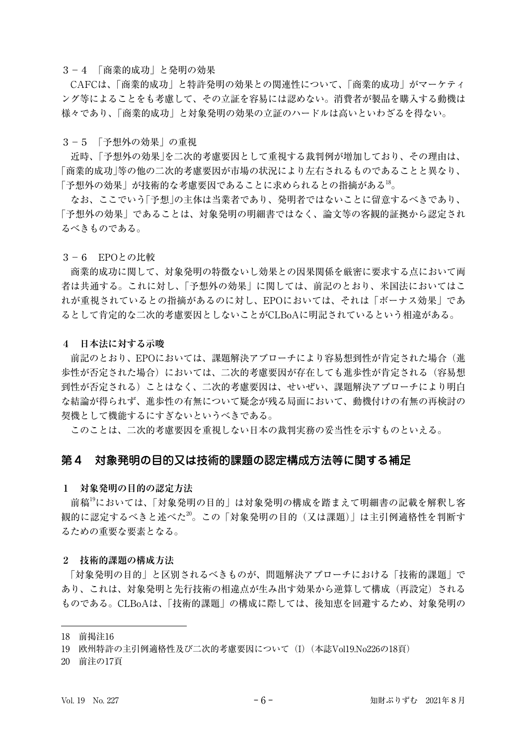### ３－４　「商業的成功」と発明の効果

CAFCは、「商業的成功」と特許発明の効果との関連性について、「商業的成功」がマーケティング等によることをも考慮して、その立証を容易には認めない。消費者が製品を購入する動機は様々であり、「商業的成功」と対象発明の効果の立証のハードルは高いといわざるを得ない。

### ３－５　「予想外の効果」の重視

近時、「予想外の効果」を二次的考慮要因として重視する裁判例が増加しており、その理由は、「商業的成功」等の他の二次的考慮要因が市場の状況により左右されるものであることと異なり、「予想外の効果」が技術的な考慮要因であることに求められるとの指摘がある[18]。

なお、ここでいう「予想」の主体は当業者であり、発明者ではないことに留意するべきであり、「予想外の効果」であることは、対象発明の明細書ではなく、論文等の客観的証拠から認定されるべきものである。

### ３－６　EPOとの比較

商業的成功に関して、対象発明の特徴ないし効果との因果関係を厳密に要求する点において両者は共通する。これに対し、「予想外の効果」に関しては、前記のとおり、米国法においてはこれが重視されているとの指摘があるのに対し、EPOにおいては、それは「ボーナス効果」であるとして肯定的な二次的考慮要因としないことがCLBoAに明記されているという相違がある。

### **４　日本法に対する示唆**

前記のとおり、EPOにおいては、課題解決アプローチにより容易想到性が肯定された場合（進歩性が否定された場合）においては、二次的考慮要因が存在しても進歩性が肯定される（容易想到性が否定される）ことはなく、二次的考慮要因は、せいぜい、課題解決アプローチにより明白な結論が得られず、進歩性の有無について疑念が残る局面において、動機付けの有無の再検討の契機として機能するにすぎないというべきである。

このことは、二次的考慮要因を重視しない日本の裁判実務の妥当性を示すものといえる。

## 第４　対象発明の目的又は技術的課題の認定構成方法等に関する補足

### **１　対象発明の目的の認定方法**

前稿[19]においては、「対象発明の目的」は対象発明の構成を踏まえて明細書の記載を解釈し客観的に認定するべきと述べた[20]。この「対象発明の目的（又は課題）」は主引例適格性を判断するための重要な要素となる。

### **２　技術的課題の構成方法**

「対象発明の目的」と区別されるべきものが、問題解決アプローチにおける「技術的課題」であり、これは、対象発明と先行技術の相違点が生み出す効果から逆算して構成（再設定）されるものである。CLBoAは、「技術的課題」の構成に際しては、後知恵を回避するため、対象発明の

---

18　前掲注16

19　欧州特許の主引例適格性及び二次的考慮要因について（I）（本誌Vol19.No226の18頁）

20　前注の17頁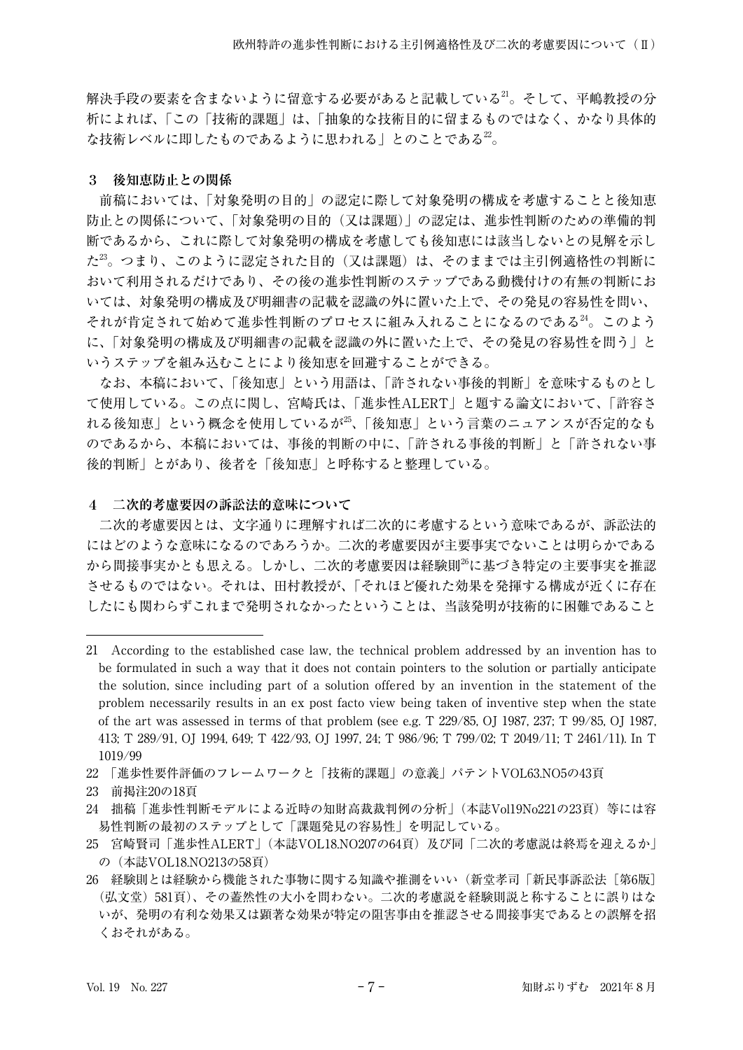解決手段の要素を含まないように留意する必要があると記載している[21]。そして、平嶋教授の分析によれば、「この「技術的課題」は、「抽象的な技術目的に留まるものではなく、かなり具体的な技術レベルに即したものであるように思われる」とのことである[22]。

### 3　後知恵防止との関係

前稿においては、「対象発明の目的」の認定に際して対象発明の構成を考慮することと後知恵防止との関係について、「対象発明の目的（又は課題）」の認定は、進歩性判断のための準備的判断であるから、これに際して対象発明の構成を考慮しても後知恵には該当しないとの見解を示した[23]。つまり、このように認定された目的（又は課題）は、そのままでは主引例適格性の判断において利用されるだけであり、その後の進歩性判断のステップである動機付けの有無の判断においては、対象発明の構成及び明細書の記載を認識の外に置いた上で、その発見の容易性を問い、それが肯定されて始めて進歩性判断のプロセスに組み入れることになるのである[24]。このように、「対象発明の構成及び明細書の記載を認識の外に置いた上で、その発見の容易性を問う」というステップを組み込むことにより後知恵を回避することができる。

なお、本稿において、「後知恵」という用語は、「許されない事後的判断」を意味するものとして使用している。この点に関し、宮崎氏は、「進歩性ALERT」と題する論文において、「許容される後知恵」という概念を使用しているが[25]、「後知恵」という言葉のニュアンスが否定的なものであるから、本稿においては、事後的判断の中に、「許される事後的判断」と「許されない事後的判断」とがあり、後者を「後知恵」と呼称すると整理している。

### 4　二次的考慮要因の訴訟法的意味について

二次的考慮要因とは、文字通りに理解すれば二次的に考慮するという意味であるが、訴訟法的にはどのような意味になるのであろうか。二次的考慮要因が主要事実でないことは明らかであるから間接事実かとも思える。しかし、二次的考慮要因は経験則[26]に基づき特定の主要事実を推認させるものではない。それは、田村教授が、「それほど優れた効果を発揮する構成が近くに存在したにも関わらずこれまで発明されなかったということは、当該発明が技術的に困難であること

---

21　According to the established case law, the technical problem addressed by an invention has to be formulated in such a way that it does not contain pointers to the solution or partially anticipate the solution, since including part of a solution offered by an invention in the statement of the problem necessarily results in an ex post facto view being taken of inventive step when the state of the art was assessed in terms of that problem (see e.g. T 229/85, OJ 1987, 237; T 99/85, OJ 1987, 413; T 289/91, OJ 1994, 649; T 422/93, OJ 1997, 24; T 986/96; T 799/02; T 2049/11; T 2461/11). In T 1019/99

22　「進歩性要件評価のフレームワークと「技術的課題」の意義」パテントVOL63.NO5の43頁

23　前掲注20の18頁

24　拙稿「進歩性判断モデルによる近時の知財高裁裁判例の分析」（本誌Vol19No221の23頁）等には容易性判断の最初のステップとして「課題発見の容易性」を明記している。

25　宮崎賢司「進歩性ALERT」（本誌VOL18.NO207の64頁）及び同「二次的考慮説は終焉を迎えるか」の（本誌VOL18.NO213の58頁）

26　経験則とは経験から機能された事物に関する知識や推測をいい（新堂孝司「新民事訴訟法［第6版］（弘文堂）581頁）、その蓋然性の大小を問わない。二次的考慮説を経験則説と称することに誤りはないが、発明の有利な効果又は顕著な効果が特定の阻害事由を推認させる間接事実であるとの誤解を招くおそれがある。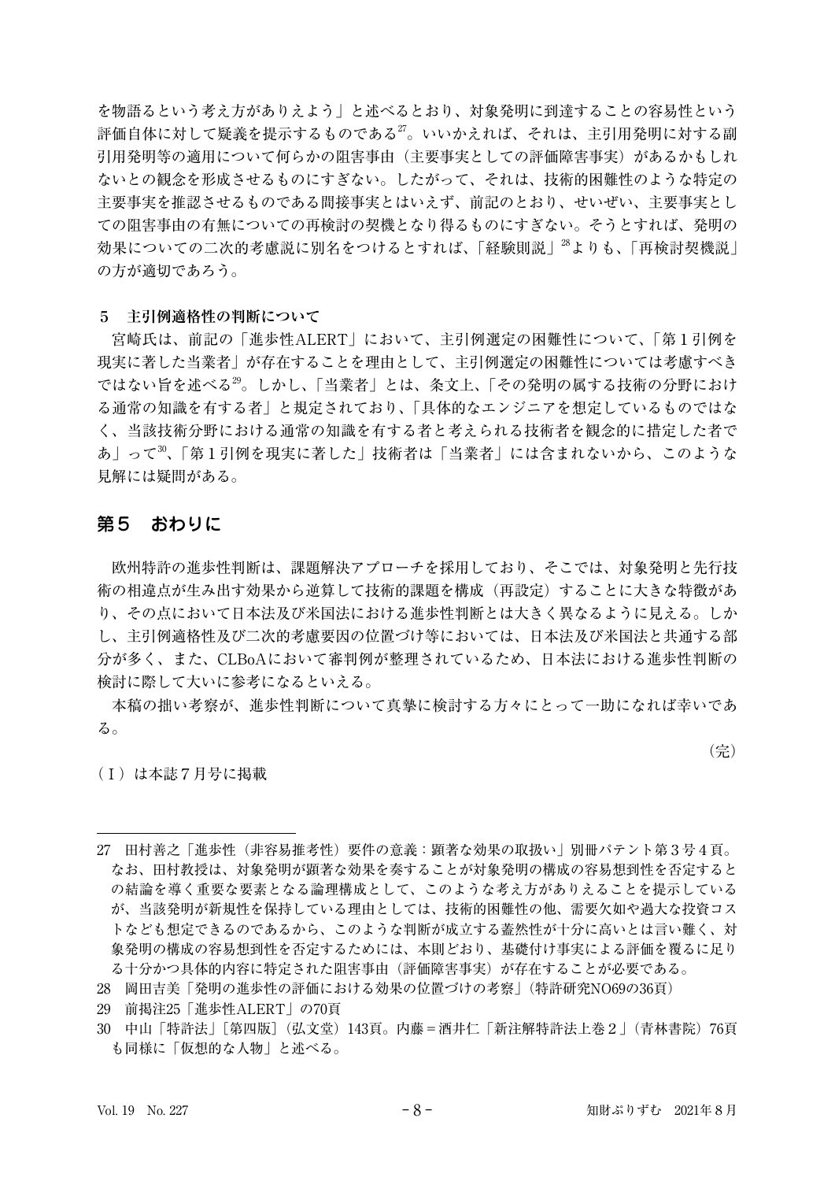を物語るという考え方がありえよう」と述べるとおり、対象発明に到達することの容易性という評価自体に対して疑義を提示するものである[27]。いいかえれば、それは、主引用発明に対する副引用発明等の適用について何らかの阻害事由（主要事実としての評価障害事実）があるかもしれないとの観念を形成させるものにすぎない。したがって、それは、技術的困難性のような特定の主要事実を推認させるものである間接事実とはいえず、前記のとおり、せいぜい、主要事実としての阻害事由の有無についての再検討の契機となり得るものにすぎない。そうとすれば、発明の効果についての二次的考慮説に別名をつけるとすれば、「経験則説」[28]よりも、「再検討契機説」の方が適切であろう。

### 5　主引例適格性の判断について

宮崎氏は、前記の「進歩性ALERT」において、主引例選定の困難性について、「第１引例を現実に著した当業者」が存在することを理由として、主引例選定の困難性については考慮すべきではない旨を述べる[29]。しかし、「当業者」とは、条文上、「その発明の属する技術の分野における通常の知識を有する者」と規定されており、「具体的なエンジニアを想定しているものではなく、当該技術分野における通常の知識を有する者と考えられる技術者を観念的に措定した者であ」って[30]、「第１引例を現実に著した」技術者は「当業者」には含まれないから、このような見解には疑問がある。

## 第５　おわりに

欧州特許の進歩性判断は、課題解決アプローチを採用しており、そこでは、対象発明と先行技術の相違点が生み出す効果から逆算して技術的課題を構成（再設定）することに大きな特徴があり、その点において日本法及び米国法における進歩性判断とは大きく異なるように見える。しかし、主引例適格性及び二次的考慮要因の位置づけ等においては、日本法及び米国法と共通する部分が多く、また、CLBoAにおいて審判例が整理されているため、日本法における進歩性判断の検討に際して大いに参考になるといえる。

本稿の拙い考察が、進歩性判断について真摯に検討する方々にとって一助になれば幸いである。

（完）

（Ｉ）は本誌７月号に掲載

---

27　田村善之「進歩性（非容易推考性）要件の意義：顕著な効果の取扱い」別冊パテント第３号４頁。なお、田村教授は、対象発明が顕著な効果を奏することが対象発明の構成の容易想到性を否定するとの結論を導く重要な要素となる論理構成として、このような考え方がありえることを提示しているが、当該発明が新規性を保持している理由としては、技術的困難性の他、需要欠如や過大な投資コストなども想定できるのであるから、このような判断が成立する蓋然性が十分に高いとは言い難く、対象発明の構成の容易想到性を否定するためには、本則どおり、基礎付け事実による評価を覆るに足りる十分かつ具体的内容に特定された阻害事由（評価障害事実）が存在することが必要である。

28　岡田吉美「発明の進歩性の評価における効果の位置づけの考察」（特許研究NO69の36頁）

29　前掲注25「進歩性ALERT」の70頁

30　中山「特許法」［第四版］（弘文堂）143頁。内藤＝酒井仁「新注解特許法上巻２」（青林書院）76頁も同様に「仮想的な人物」と述べる。